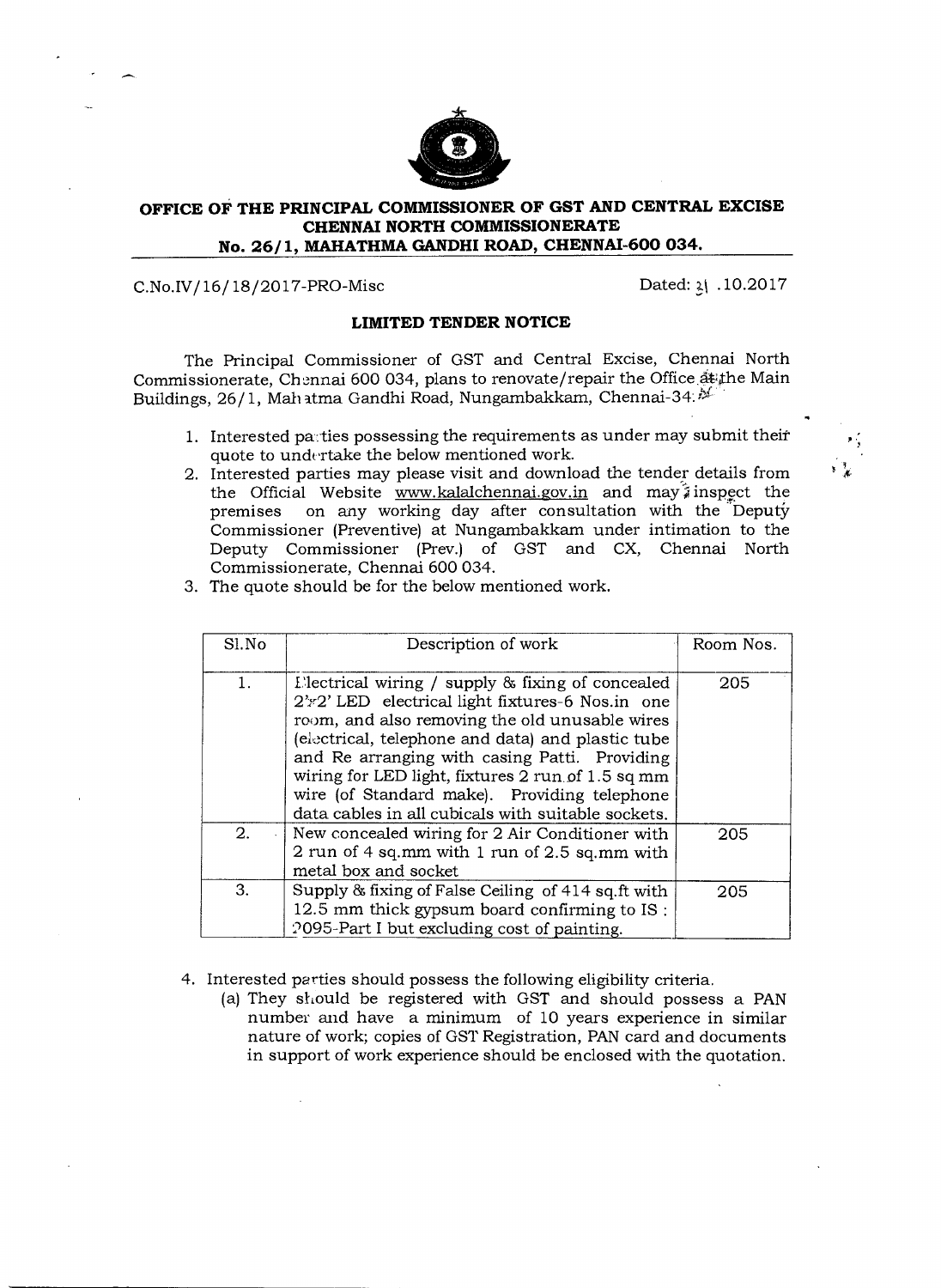# OFFICE OF THE PRINCIPAL COMMISSIONER OF GST AND CENTRAL EXCISE
## CHENNAI NORTH COMMISSIONERATE
## No. 26/1, MAHATHMA GANDHI ROAD, CHENNAI-600 034.

C.No.IV/16/18/2017-PRO-Misc

Dated: 31 .10.2017

### LIMITED TENDER NOTICE

The Principal Commissioner of GST and Central Excise, Chennai North Commissionerate, Chennai 600 034, plans to renovate/repair the Office at the Main Buildings, 26/1, Mahatma Gandhi Road, Nungambakkam, Chennai-34.

1. Interested parties possessing the requirements as under may submit their quote to undertake the below mentioned work.
2. Interested parties may please visit and download the tender details from the Official Website www.kalalchennai.gov.in and may inspect the premises on any working day after consultation with the Deputy Commissioner (Preventive) at Nungambakkam under intimation to the Deputy Commissioner (Prev.) of GST and CX, Chennai North Commissionerate, Chennai 600 034.
3. The quote should be for the below mentioned work.

| Sl.No | Description of work | Room Nos. |
|---|---|---|
| 1. | Electrical wiring / supply & fixing of concealed 2'x2' LED electrical light fixtures-6 Nos.in one room, and also removing the old unusable wires (electrical, telephone and data) and plastic tube and Re arranging with casing Patti. Providing wiring for LED light, fixtures 2 run of 1.5 sq mm wire (of Standard make). Providing telephone data cables in all cubicals with suitable sockets. | 205 |
| 2. | New concealed wiring for 2 Air Conditioner with 2 run of 4 sq.mm with 1 run of 2.5 sq.mm with metal box and socket | 205 |
| 3. | Supply & fixing of False Ceiling of 414 sq.ft with 12.5 mm thick gypsum board confirming to IS : 2095-Part I but excluding cost of painting. | 205 |

4. Interested parties should possess the following eligibility criteria.
   (a) They should be registered with GST and should possess a PAN number and have a minimum of 10 years experience in similar nature of work; copies of GST Registration, PAN card and documents in support of work experience should be enclosed with the quotation.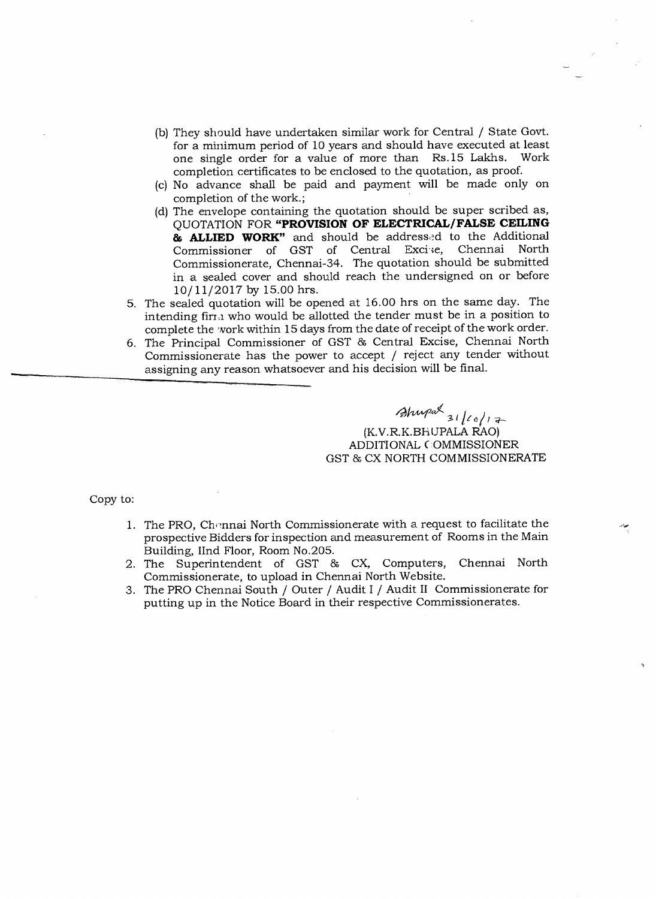(b) They should have undertaken similar work for Central / State Govt. for a minimum period of 10 years and should have executed at least one single order for a value of more than Rs.15 Lakhs. Work completion certificates to be enclosed to the quotation, as proof.

(c) No advance shall be paid and payment will be made only on completion of the work.;

(d) The envelope containing the quotation should be super scribed as, QUOTATION FOR **"PROVISION OF ELECTRICAL/FALSE CEILING & ALLIED WORK"** and should be addressed to the Additional Commissioner of GST of Central Excise, Chennai North Commissionerate, Chennai-34. The quotation should be submitted in a sealed cover and should reach the undersigned on or before 10/11/2017 by 15.00 hrs.

5. The sealed quotation will be opened at 16.00 hrs on the same day. The intending firm who would be allotted the tender must be in a position to complete the work within 15 days from the date of receipt of the work order.
6. The Principal Commissioner of GST & Central Excise, Chennai North Commissionerate has the power to accept / reject any tender without assigning any reason whatsoever and his decision will be final.

Bhupal 31/10/17

(K.V.R.K.BHUPALA RAO)
ADDITIONAL COMMISSIONER
GST & CX NORTH COMMISSIONERATE

Copy to:

1. The PRO, Chennai North Commissionerate with a request to facilitate the prospective Bidders for inspection and measurement of Rooms in the Main Building, IInd Floor, Room No.205.
2. The Superintendent of GST & CX, Computers, Chennai North Commissionerate, to upload in Chennai North Website.
3. The PRO Chennai South / Outer / Audit I / Audit II Commissionerate for putting up in the Notice Board in their respective Commissionerates.